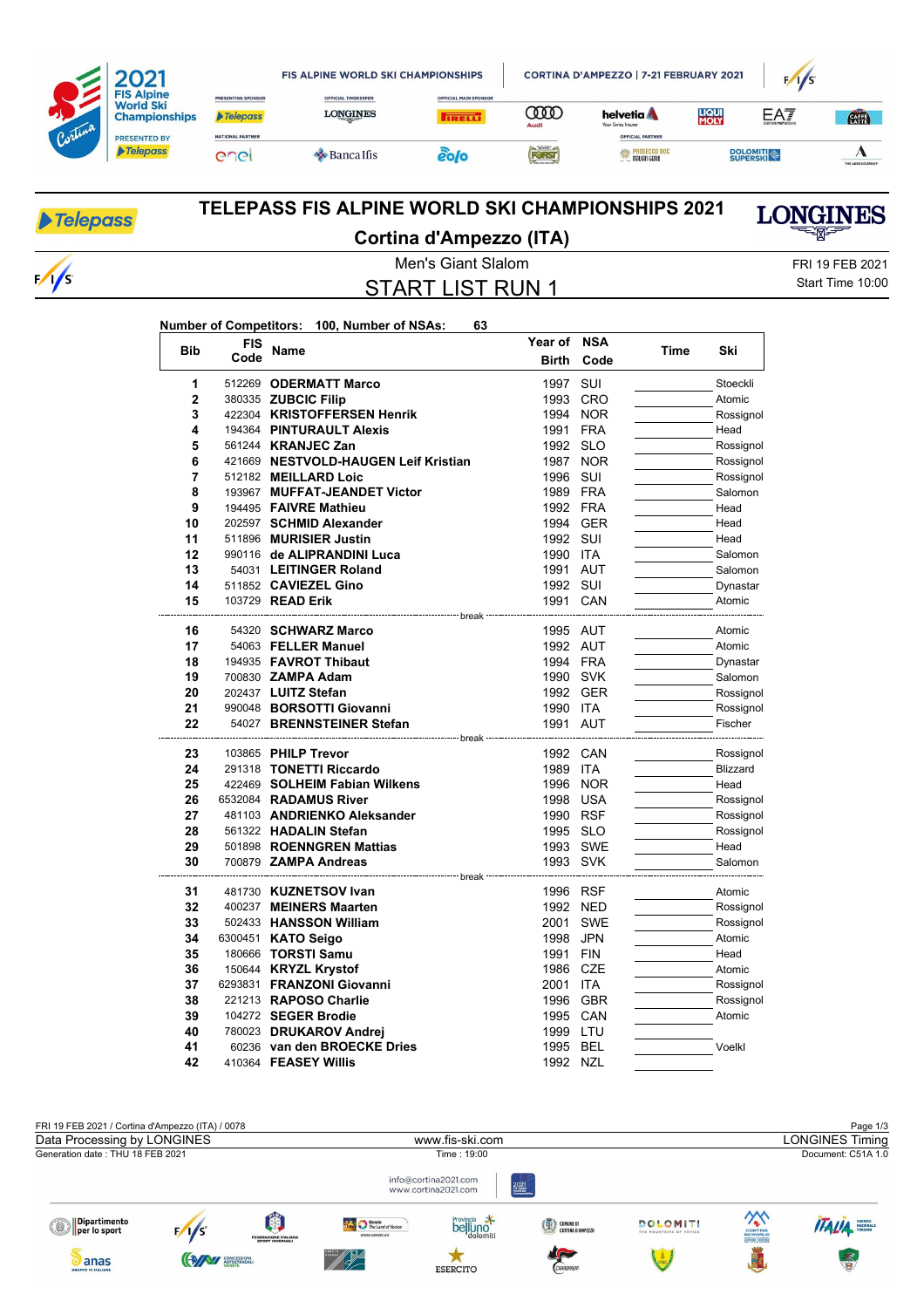# TELEPASS FIS ALPINE WORLD SKI CHAMPIONSHIPS 2021

## Cortina d'Ampezzo (ITA)

Men's Giant Slalom

FRI 19 FEB 2021
Start Time 10:00

## START LIST RUN 1

**Number of Competitors: 100, Number of NSAs: 63**

| Bib | FIS Code | Name | Year of Birth | NSA Code | Time | Ski |
|---|---|---|---|---|---|---|
| 1 | 512269 | **ODERMATT Marco** | 1997 | SUI | | Stoeckli |
| 2 | 380335 | **ZUBCIC Filip** | 1993 | CRO | | Atomic |
| 3 | 422304 | **KRISTOFFERSEN Henrik** | 1994 | NOR | | Rossignol |
| 4 | 194364 | **PINTURAULT Alexis** | 1991 | FRA | | Head |
| 5 | 561244 | **KRANJEC Zan** | 1992 | SLO | | Rossignol |
| 6 | 421669 | **NESTVOLD-HAUGEN Leif Kristian** | 1987 | NOR | | Rossignol |
| 7 | 512182 | **MEILLARD Loic** | 1996 | SUI | | Rossignol |
| 8 | 193967 | **MUFFAT-JEANDET Victor** | 1989 | FRA | | Salomon |
| 9 | 194495 | **FAIVRE Mathieu** | 1992 | FRA | | Head |
| 10 | 202597 | **SCHMID Alexander** | 1994 | GER | | Head |
| 11 | 511896 | **MURISIER Justin** | 1992 | SUI | | Head |
| 12 | 990116 | **de ALIPRANDINI Luca** | 1990 | ITA | | Salomon |
| 13 | 54031 | **LEITINGER Roland** | 1991 | AUT | | Salomon |
| 14 | 511852 | **CAVIEZEL Gino** | 1992 | SUI | | Dynastar |
| 15 | 103729 | **READ Erik** | 1991 | CAN | | Atomic |
| | | break | | | | |
| 16 | 54320 | **SCHWARZ Marco** | 1995 | AUT | | Atomic |
| 17 | 54063 | **FELLER Manuel** | 1992 | AUT | | Atomic |
| 18 | 194935 | **FAVROT Thibaut** | 1994 | FRA | | Dynastar |
| 19 | 700830 | **ZAMPA Adam** | 1990 | SVK | | Salomon |
| 20 | 202437 | **LUITZ Stefan** | 1992 | GER | | Rossignol |
| 21 | 990048 | **BORSOTTI Giovanni** | 1990 | ITA | | Rossignol |
| 22 | 54027 | **BRENNSTEINER Stefan** | 1991 | AUT | | Fischer |
| | | break | | | | |
| 23 | 103865 | **PHILP Trevor** | 1992 | CAN | | Rossignol |
| 24 | 291318 | **TONETTI Riccardo** | 1989 | ITA | | Blizzard |
| 25 | 422469 | **SOLHEIM Fabian Wilkens** | 1996 | NOR | | Head |
| 26 | 6532084 | **RADAMUS River** | 1998 | USA | | Rossignol |
| 27 | 481103 | **ANDRIENKO Aleksander** | 1990 | RSF | | Rossignol |
| 28 | 561322 | **HADALIN Stefan** | 1995 | SLO | | Rossignol |
| 29 | 501898 | **ROENNGREN Mattias** | 1993 | SWE | | Head |
| 30 | 700879 | **ZAMPA Andreas** | 1993 | SVK | | Salomon |
| | | break | | | | |
| 31 | 481730 | **KUZNETSOV Ivan** | 1996 | RSF | | Atomic |
| 32 | 400237 | **MEINERS Maarten** | 1992 | NED | | Rossignol |
| 33 | 502433 | **HANSSON William** | 2001 | SWE | | Rossignol |
| 34 | 6300451 | **KATO Seigo** | 1998 | JPN | | Atomic |
| 35 | 180666 | **TORSTI Samu** | 1991 | FIN | | Head |
| 36 | 150644 | **KRYZL Krystof** | 1986 | CZE | | Atomic |
| 37 | 6293831 | **FRANZONI Giovanni** | 2001 | ITA | | Rossignol |
| 38 | 221213 | **RAPOSO Charlie** | 1996 | GBR | | Rossignol |
| 39 | 104272 | **SEGER Brodie** | 1995 | CAN | | Atomic |
| 40 | 780023 | **DRUKAROV Andrej** | 1999 | LTU | | |
| 41 | 60236 | **van den BROECKE Dries** | 1995 | BEL | | Voelkl |
| 42 | 410364 | **FEASEY Willis** | 1992 | NZL | | |

FRI 19 FEB 2021 / Cortina d'Ampezzo (ITA) / 0078

Data Processing by LONGINES | www.fis-ski.com | LONGINES Timing

Generation date : THU 18 FEB 2021 | Time : 19:00 | Document: C51A 1.0

info@cortina2021.com
www.cortina2021.com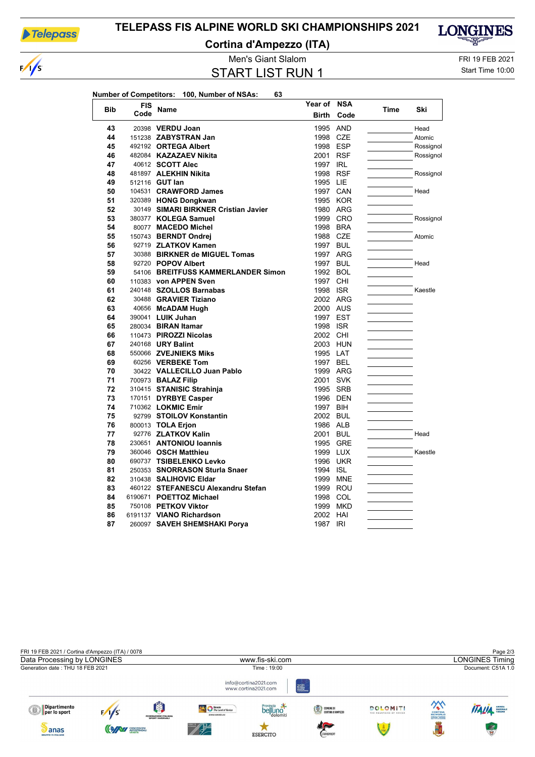# TELEPASS FIS ALPINE WORLD SKI CHAMPIONSHIPS 2021

## Cortina d'Ampezzo (ITA)

Men's Giant Slalom

## START LIST RUN 1

FRI 19 FEB 2021
Start Time 10:00

**Number of Competitors:** 100, **Number of NSAs:** 63

| Bib | FIS Code | Name | Year of Birth | NSA Code | Time | Ski |
|---|---|---|---|---|---|---|
| 43 | 20398 | **VERDU Joan** | 1995 | AND | | Head |
| 44 | 151238 | **ZABYSTRAN Jan** | 1998 | CZE | | Atomic |
| 45 | 492192 | **ORTEGA Albert** | 1998 | ESP | | Rossignol |
| 46 | 482084 | **KAZAZAEV Nikita** | 2001 | RSF | | Rossignol |
| 47 | 40612 | **SCOTT Alec** | 1997 | IRL | | |
| 48 | 481897 | **ALEKHIN Nikita** | 1998 | RSF | | Rossignol |
| 49 | 512116 | **GUT Ian** | 1995 | LIE | | |
| 50 | 104531 | **CRAWFORD James** | 1997 | CAN | | Head |
| 51 | 320389 | **HONG Dongkwan** | 1995 | KOR | | |
| 52 | 30149 | **SIMARI BIRKNER Cristian Javier** | 1980 | ARG | | |
| 53 | 380377 | **KOLEGA Samuel** | 1999 | CRO | | Rossignol |
| 54 | 80077 | **MACEDO Michel** | 1998 | BRA | | |
| 55 | 150743 | **BERNDT Ondrej** | 1988 | CZE | | Atomic |
| 56 | 92719 | **ZLATKOV Kamen** | 1997 | BUL | | |
| 57 | 30388 | **BIRKNER de MIGUEL Tomas** | 1997 | ARG | | |
| 58 | 92720 | **POPOV Albert** | 1997 | BUL | | Head |
| 59 | 54106 | **BREITFUSS KAMMERLANDER Simon** | 1992 | BOL | | |
| 60 | 110383 | **von APPEN Sven** | 1997 | CHI | | |
| 61 | 240148 | **SZOLLOS Barnabas** | 1998 | ISR | | Kaestle |
| 62 | 30488 | **GRAVIER Tiziano** | 2002 | ARG | | |
| 63 | 40656 | **McADAM Hugh** | 2000 | AUS | | |
| 64 | 390041 | **LUIK Juhan** | 1997 | EST | | |
| 65 | 280034 | **BIRAN Itamar** | 1998 | ISR | | |
| 66 | 110473 | **PIROZZI Nicolas** | 2002 | CHI | | |
| 67 | 240168 | **URY Balint** | 2003 | HUN | | |
| 68 | 550066 | **ZVEJNIEKS Miks** | 1995 | LAT | | |
| 69 | 60256 | **VERBEKE Tom** | 1997 | BEL | | |
| 70 | 30422 | **VALLECILLO Juan Pablo** | 1999 | ARG | | |
| 71 | 700973 | **BALAZ Filip** | 2001 | SVK | | |
| 72 | 310415 | **STANISIC Strahinja** | 1995 | SRB | | |
| 73 | 170151 | **DYRBYE Casper** | 1996 | DEN | | |
| 74 | 710362 | **LOKMIC Emir** | 1997 | BIH | | |
| 75 | 92799 | **STOILOV Konstantin** | 2002 | BUL | | |
| 76 | 800013 | **TOLA Erjon** | 1986 | ALB | | |
| 77 | 92776 | **ZLATKOV Kalin** | 2001 | BUL | | Head |
| 78 | 230651 | **ANTONIOU Ioannis** | 1995 | GRE | | |
| 79 | 360046 | **OSCH Matthieu** | 1999 | LUX | | Kaestle |
| 80 | 690737 | **TSIBELENKO Levko** | 1996 | UKR | | |
| 81 | 250353 | **SNORRASON Sturla Snaer** | 1994 | ISL | | |
| 82 | 310438 | **SALIHOVIC Eldar** | 1999 | MNE | | |
| 83 | 460122 | **STEFANESCU Alexandru Stefan** | 1999 | ROU | | |
| 84 | 6190671 | **POETTOZ Michael** | 1998 | COL | | |
| 85 | 750108 | **PETKOV Viktor** | 1999 | MKD | | |
| 86 | 6191137 | **VIANO Richardson** | 2002 | HAI | | |
| 87 | 260097 | **SAVEH SHEMSHAKI Porya** | 1987 | IRI | | |

FRI 19 FEB 2021 / Cortina d'Ampezzo (ITA) / 0078

Data Processing by LONGINES — www.fis-ski.com — LONGINES Timing

Generation date : THU 18 FEB 2021 — Time : 19:00 — Document: C51A 1.0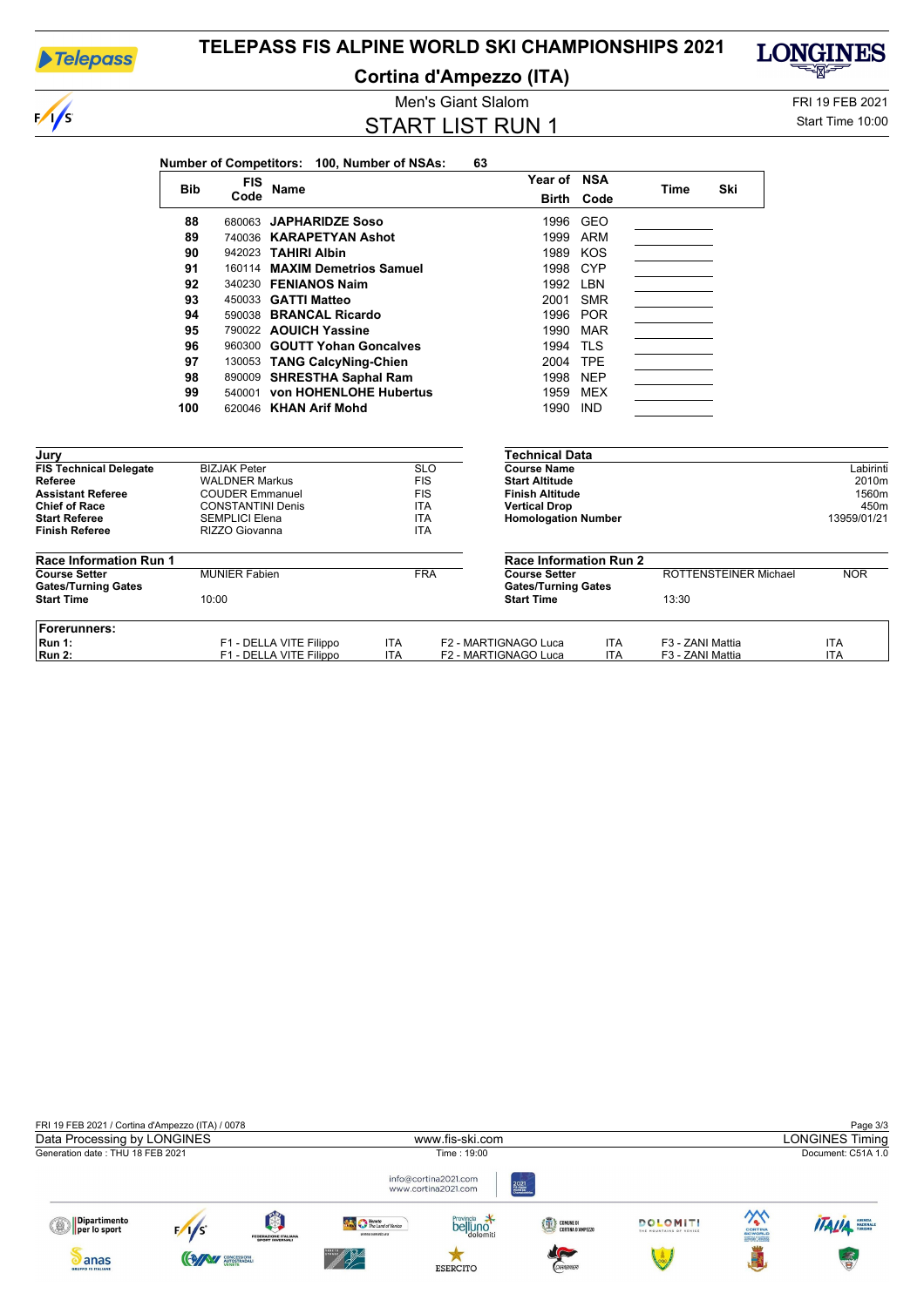# TELEPASS FIS ALPINE WORLD SKI CHAMPIONSHIPS 2021

## Cortina d'Ampezzo (ITA)

Men's Giant Slalom

FRI 19 FEB 2021

## START LIST RUN 1

Start Time 10:00

Number of Competitors: 100, Number of NSAs: 63

| Bib | FIS Code | Name | Year of Birth | NSA Code | Time | Ski |
|---|---|---|---|---|---|---|
| 88 | 680063 | **JAPHARIDZE Soso** | 1996 | GEO | | |
| 89 | 740036 | **KARAPETYAN Ashot** | 1999 | ARM | | |
| 90 | 942023 | **TAHIRI Albin** | 1989 | KOS | | |
| 91 | 160114 | **MAXIM Demetrios Samuel** | 1998 | CYP | | |
| 92 | 340230 | **FENIANOS Naim** | 1992 | LBN | | |
| 93 | 450033 | **GATTI Matteo** | 2001 | SMR | | |
| 94 | 590038 | **BRANCAL Ricardo** | 1996 | POR | | |
| 95 | 790022 | **AOUICH Yassine** | 1990 | MAR | | |
| 96 | 960300 | **GOUTT Yohan Goncalves** | 1994 | TLS | | |
| 97 | 130053 | **TANG CalcyNing-Chien** | 2004 | TPE | | |
| 98 | 890009 | **SHRESTHA Saphal Ram** | 1998 | NEP | | |
| 99 | 540001 | **von HOHENLOHE Hubertus** | 1959 | MEX | | |
| 100 | 620046 | **KHAN Arif Mohd** | 1990 | IND | | |

### Jury

| | | |
|---|---|---|
| **FIS Technical Delegate** | BIZJAK Peter | SLO |
| **Referee** | WALDNER Markus | FIS |
| **Assistant Referee** | COUDER Emmanuel | FIS |
| **Chief of Race** | CONSTANTINI Denis | ITA |
| **Start Referee** | SEMPLICI Elena | ITA |
| **Finish Referee** | RIZZO Giovanna | ITA |

### Technical Data

| | |
|---|---|
| **Course Name** | Labirinti |
| **Start Altitude** | 2010m |
| **Finish Altitude** | 1560m |
| **Vertical Drop** | 450m |
| **Homologation Number** | 13959/01/21 |

### Race Information Run 1

| | | |
|---|---|---|
| **Course Setter** | MUNIER Fabien | FRA |
| **Gates/Turning Gates** | | |
| **Start Time** | 10:00 | |

### Race Information Run 2

| | | |
|---|---|---|
| **Course Setter** | ROTTENSTEINER Michael | NOR |
| **Gates/Turning Gates** | | |
| **Start Time** | 13:30 | |

### Forerunners:

| | | | | | | |
|---|---|---|---|---|---|---|
| **Run 1:** | F1 - DELLA VITE Filippo | ITA | F2 - MARTIGNAGO Luca | ITA | F3 - ZANI Mattia | ITA |
| **Run 2:** | F1 - DELLA VITE Filippo | ITA | F2 - MARTIGNAGO Luca | ITA | F3 - ZANI Mattia | ITA |

FRI 19 FEB 2021 / Cortina d'Ampezzo (ITA) / 0078

Data Processing by LONGINES — www.fis-ski.com — LONGINES Timing

Generation date : THU 18 FEB 2021 — Time : 19:00 — Document: C51A 1.0

info@cortina2021.com
www.cortina2021.com